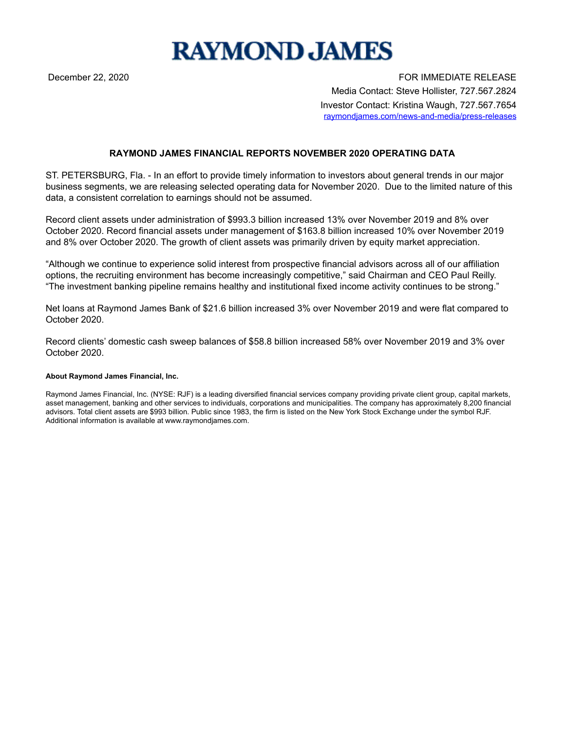# RAYMOND JAMES

December 22, 2020

FOR IMMEDIATE RELEASE

Media Contact: Steve Hollister, 727.567.2824

Investor Contact: Kristina Waugh, 727.567.7654

raymondjames.com/news-and-media/press-releases

## RAYMOND JAMES FINANCIAL REPORTS NOVEMBER 2020 OPERATING DATA

ST. PETERSBURG, Fla. - In an effort to provide timely information to investors about general trends in our major business segments, we are releasing selected operating data for November 2020. Due to the limited nature of this data, a consistent correlation to earnings should not be assumed.

Record client assets under administration of $993.3 billion increased 13% over November 2019 and 8% over October 2020. Record financial assets under management of $163.8 billion increased 10% over November 2019 and 8% over October 2020. The growth of client assets was primarily driven by equity market appreciation.

"Although we continue to experience solid interest from prospective financial advisors across all of our affiliation options, the recruiting environment has become increasingly competitive," said Chairman and CEO Paul Reilly. "The investment banking pipeline remains healthy and institutional fixed income activity continues to be strong."

Net loans at Raymond James Bank of $21.6 billion increased 3% over November 2019 and were flat compared to October 2020.

Record clients' domestic cash sweep balances of $58.8 billion increased 58% over November 2019 and 3% over October 2020.

**About Raymond James Financial, Inc.**

Raymond James Financial, Inc. (NYSE: RJF) is a leading diversified financial services company providing private client group, capital markets, asset management, banking and other services to individuals, corporations and municipalities. The company has approximately 8,200 financial advisors. Total client assets are $993 billion. Public since 1983, the firm is listed on the New York Stock Exchange under the symbol RJF. Additional information is available at www.raymondjames.com.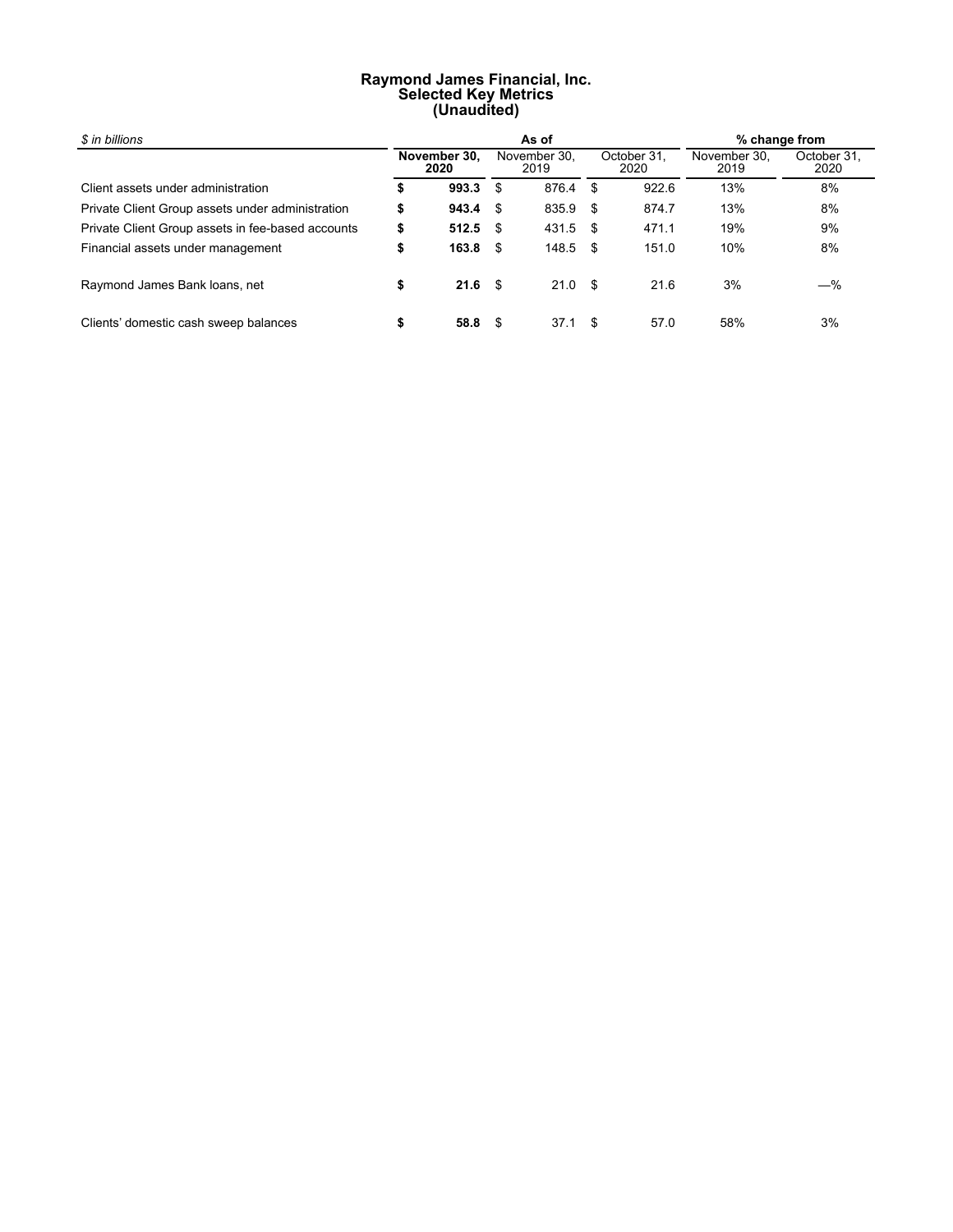**Raymond James Financial, Inc.**
**Selected Key Metrics**
**(Unaudited)**

| *$ in billions* | As of | | | % change from | |
|---|---|---|---|---|---|
| | **November 30, 2020** | November 30, 2019 | October 31, 2020 | November 30, 2019 | October 31, 2020 |
| Client assets under administration | **$ 993.3** | $ 876.4 | $ 922.6 | 13% | 8% |
| Private Client Group assets under administration | **$ 943.4** | $ 835.9 | $ 874.7 | 13% | 8% |
| Private Client Group assets in fee-based accounts | **$ 512.5** | $ 431.5 | $ 471.1 | 19% | 9% |
| Financial assets under management | **$ 163.8** | $ 148.5 | $ 151.0 | 10% | 8% |
| Raymond James Bank loans, net | **$ 21.6** | $ 21.0 | $ 21.6 | 3% | —% |
| Clients' domestic cash sweep balances | **$ 58.8** | $ 37.1 | $ 57.0 | 58% | 3% |